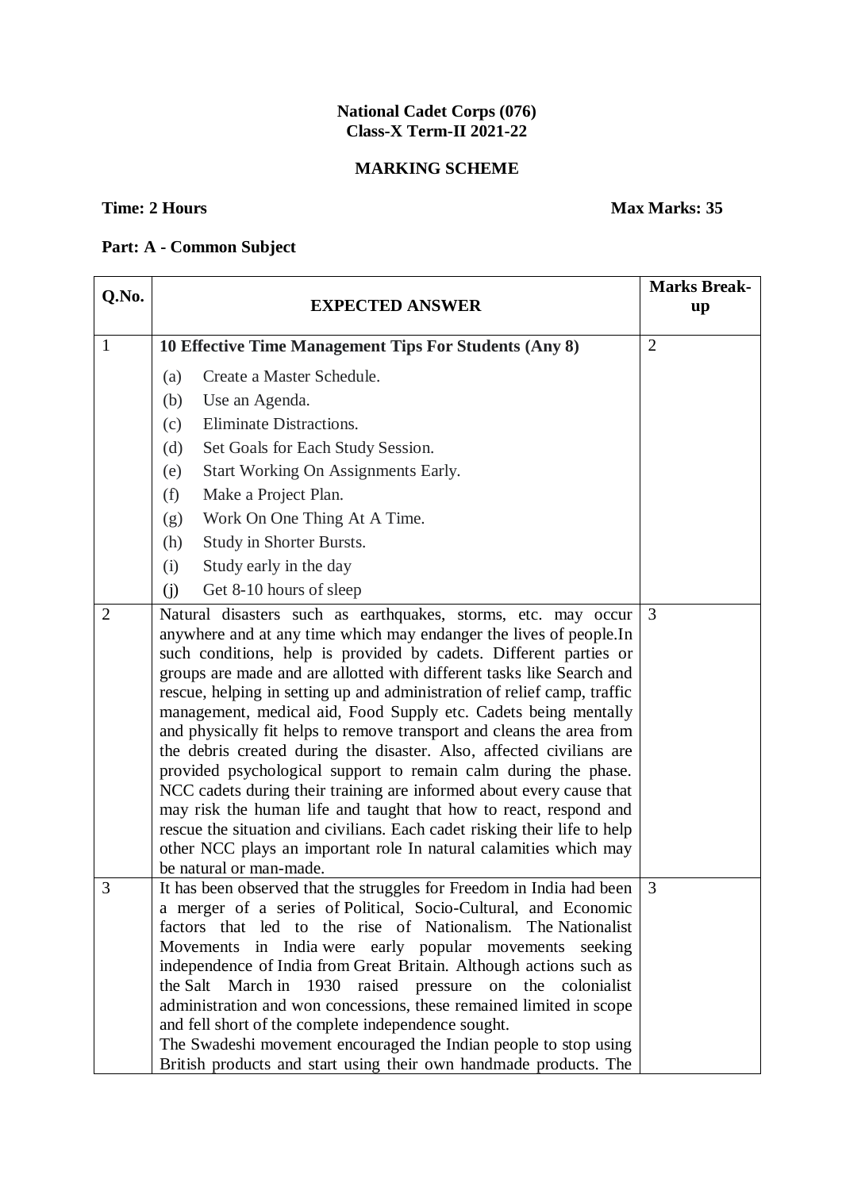**National Cadet Corps (076)**
**Class-X Term-II 2021-22**

**MARKING SCHEME**

**Time: 2 Hours** **Max Marks: 35**

**Part: A - Common Subject**

| Q.No. | EXPECTED ANSWER | Marks Break-up |
|---|---|---|
| 1 | **10 Effective Time Management Tips For Students (Any 8)**<br>(a) Create a Master Schedule.<br>(b) Use an Agenda.<br>(c) Eliminate Distractions.<br>(d) Set Goals for Each Study Session.<br>(e) Start Working On Assignments Early.<br>(f) Make a Project Plan.<br>(g) Work On One Thing At A Time.<br>(h) Study in Shorter Bursts.<br>(i) Study early in the day<br>(j) Get 8-10 hours of sleep | 2 |
| 2 | Natural disasters such as earthquakes, storms, etc. may occur anywhere and at any time which may endanger the lives of people.In such conditions, help is provided by cadets. Different parties or groups are made and are allotted with different tasks like Search and rescue, helping in setting up and administration of relief camp, traffic management, medical aid, Food Supply etc. Cadets being mentally and physically fit helps to remove transport and cleans the area from the debris created during the disaster. Also, affected civilians are provided psychological support to remain calm during the phase. NCC cadets during their training are informed about every cause that may risk the human life and taught that how to react, respond and rescue the situation and civilians. Each cadet risking their life to help other NCC plays an important role In natural calamities which may be natural or man-made. | 3 |
| 3 | It has been observed that the struggles for Freedom in India had been a merger of a series of Political, Socio-Cultural, and Economic factors that led to the rise of Nationalism. The Nationalist Movements in India were early popular movements seeking independence of India from Great Britain. Although actions such as the Salt March in 1930 raised pressure on the colonialist administration and won concessions, these remained limited in scope and fell short of the complete independence sought.<br>The Swadeshi movement encouraged the Indian people to stop using British products and start using their own handmade products. The | 3 |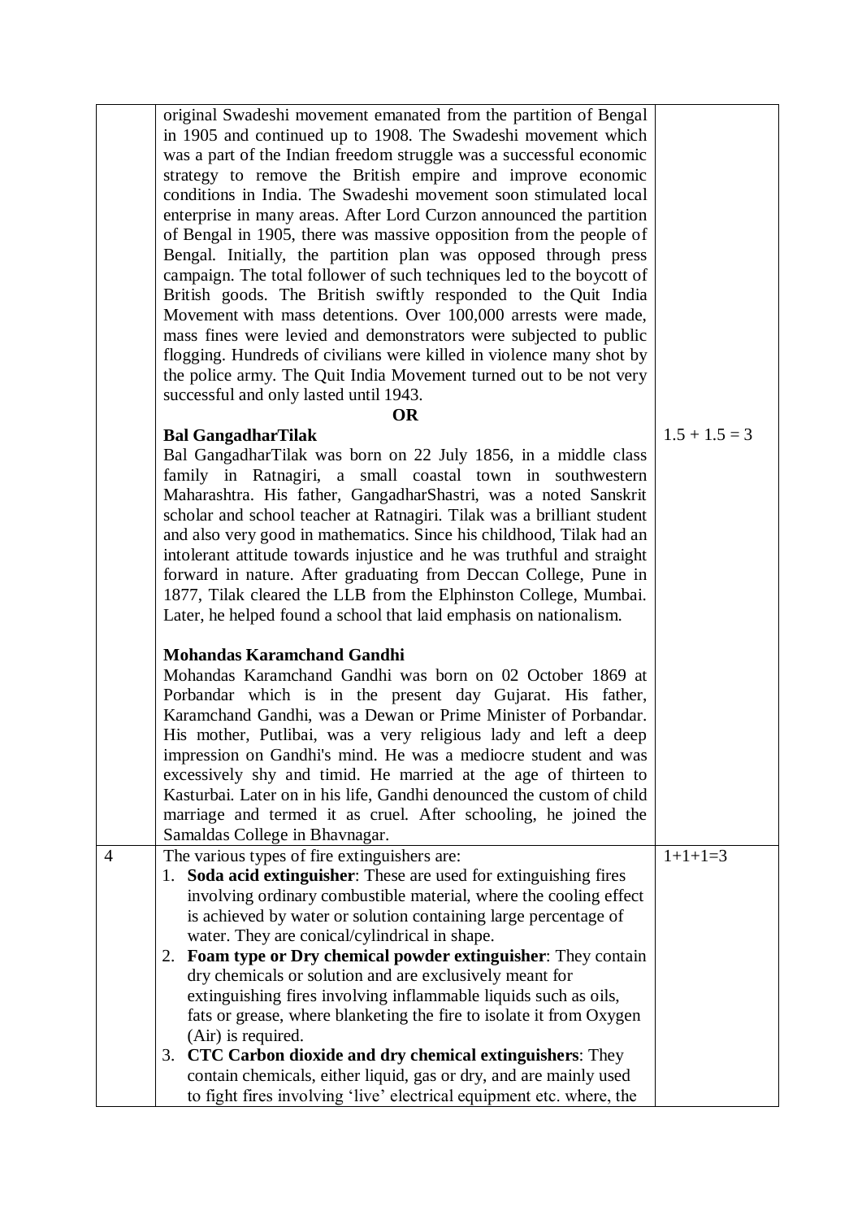| | | |
|---|---|---|
| | original Swadeshi movement emanated from the partition of Bengal in 1905 and continued up to 1908. The Swadeshi movement which was a part of the Indian freedom struggle was a successful economic strategy to remove the British empire and improve economic conditions in India. The Swadeshi movement soon stimulated local enterprise in many areas. After Lord Curzon announced the partition of Bengal in 1905, there was massive opposition from the people of Bengal. Initially, the partition plan was opposed through press campaign. The total follower of such techniques led to the boycott of British goods. The British swiftly responded to the Quit India Movement with mass detentions. Over 100,000 arrests were made, mass fines were levied and demonstrators were subjected to public flogging. Hundreds of civilians were killed in violence many shot by the police army. The Quit India Movement turned out to be not very successful and only lasted until 1943.<br>**OR**<br>**Bal GangadharTilak**<br>Bal GangadharTilak was born on 22 July 1856, in a middle class family in Ratnagiri, a small coastal town in southwestern Maharashtra. His father, GangadharShastri, was a noted Sanskrit scholar and school teacher at Ratnagiri. Tilak was a brilliant student and also very good in mathematics. Since his childhood, Tilak had an intolerant attitude towards injustice and he was truthful and straight forward in nature. After graduating from Deccan College, Pune in 1877, Tilak cleared the LLB from the Elphinston College, Mumbai. Later, he helped found a school that laid emphasis on nationalism.<br><br>**Mohandas Karamchand Gandhi**<br>Mohandas Karamchand Gandhi was born on 02 October 1869 at Porbandar which is in the present day Gujarat. His father, Karamchand Gandhi, was a Dewan or Prime Minister of Porbandar. His mother, Putlibai, was a very religious lady and left a deep impression on Gandhi's mind. He was a mediocre student and was excessively shy and timid. He married at the age of thirteen to Kasturbai. Later on in his life, Gandhi denounced the custom of child marriage and termed it as cruel. After schooling, he joined the Samaldas College in Bhavnagar. | 1.5 + 1.5 = 3 |
| 4 | The various types of fire extinguishers are:<br>1. **Soda acid extinguisher**: These are used for extinguishing fires involving ordinary combustible material, where the cooling effect is achieved by water or solution containing large percentage of water. They are conical/cylindrical in shape.<br>2. **Foam type or Dry chemical powder extinguisher**: They contain dry chemicals or solution and are exclusively meant for extinguishing fires involving inflammable liquids such as oils, fats or grease, where blanketing the fire to isolate it from Oxygen (Air) is required.<br>3. **CTC Carbon dioxide and dry chemical extinguishers**: They contain chemicals, either liquid, gas or dry, and are mainly used to fight fires involving 'live' electrical equipment etc. where, the | 1+1+1=3 |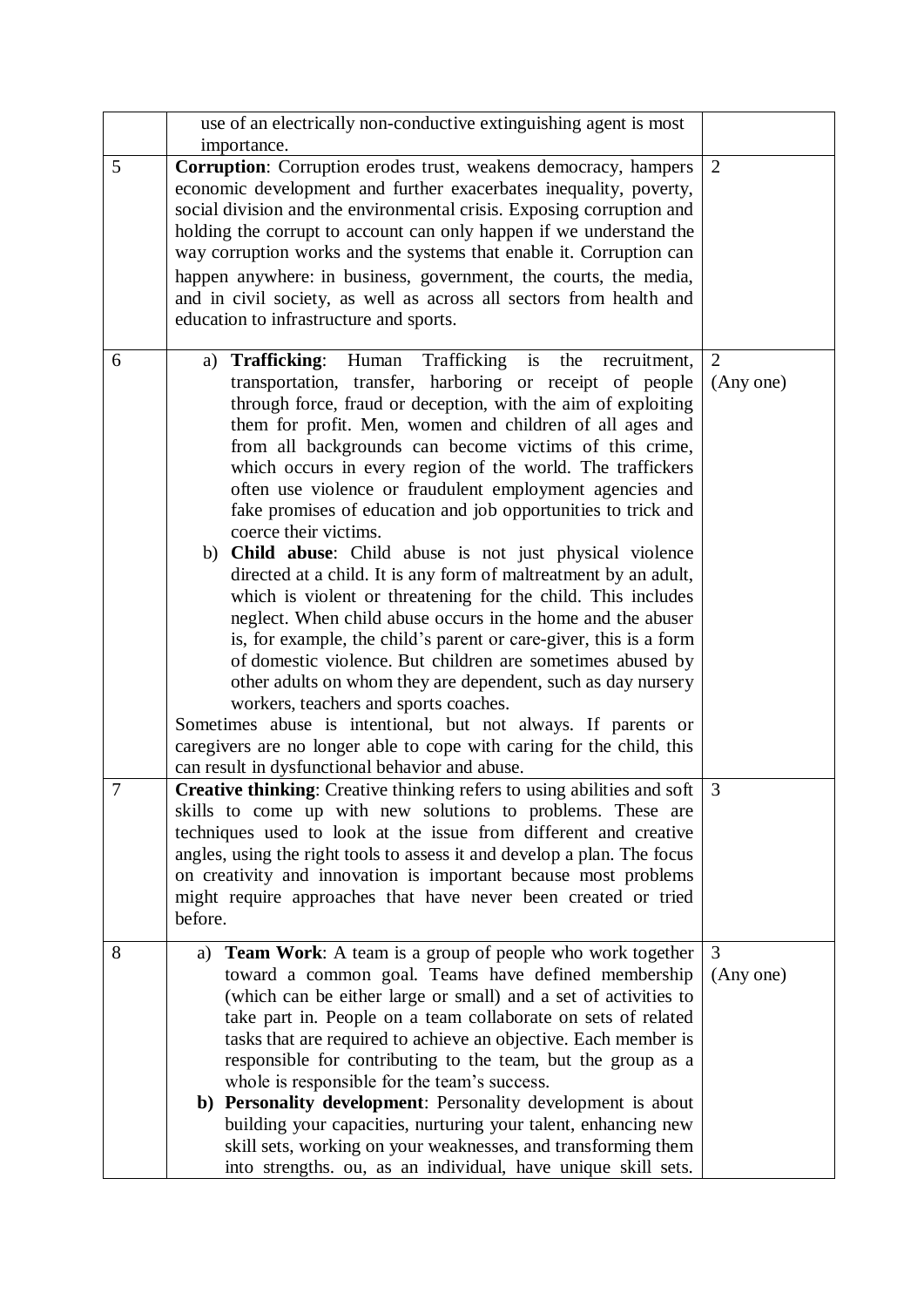| | | |
|---|---|---|
| | use of an electrically non-conductive extinguishing agent is most importance. | |
| 5 | **Corruption**: Corruption erodes trust, weakens democracy, hampers economic development and further exacerbates inequality, poverty, social division and the environmental crisis. Exposing corruption and holding the corrupt to account can only happen if we understand the way corruption works and the systems that enable it. Corruption can happen anywhere: in business, government, the courts, the media, and in civil society, as well as across all sectors from health and education to infrastructure and sports. | 2 |
| 6 | a) **Trafficking**: Human Trafficking is the recruitment, transportation, transfer, harboring or receipt of people through force, fraud or deception, with the aim of exploiting them for profit. Men, women and children of all ages and from all backgrounds can become victims of this crime, which occurs in every region of the world. The traffickers often use violence or fraudulent employment agencies and fake promises of education and job opportunities to trick and coerce their victims.<br>b) **Child abuse**: Child abuse is not just physical violence directed at a child. It is any form of maltreatment by an adult, which is violent or threatening for the child. This includes neglect. When child abuse occurs in the home and the abuser is, for example, the child's parent or care-giver, this is a form of domestic violence. But children are sometimes abused by other adults on whom they are dependent, such as day nursery workers, teachers and sports coaches.<br>Sometimes abuse is intentional, but not always. If parents or caregivers are no longer able to cope with caring for the child, this can result in dysfunctional behavior and abuse. | 2 (Any one) |
| 7 | **Creative thinking**: Creative thinking refers to using abilities and soft skills to come up with new solutions to problems. These are techniques used to look at the issue from different and creative angles, using the right tools to assess it and develop a plan. The focus on creativity and innovation is important because most problems might require approaches that have never been created or tried before. | 3 |
| 8 | a) **Team Work**: A team is a group of people who work together toward a common goal. Teams have defined membership (which can be either large or small) and a set of activities to take part in. People on a team collaborate on sets of related tasks that are required to achieve an objective. Each member is responsible for contributing to the team, but the group as a whole is responsible for the team's success.<br>**b) Personality development**: Personality development is about building your capacities, nurturing your talent, enhancing new skill sets, working on your weaknesses, and transforming them into strengths. ou, as an individual, have unique skill sets. | 3 (Any one) |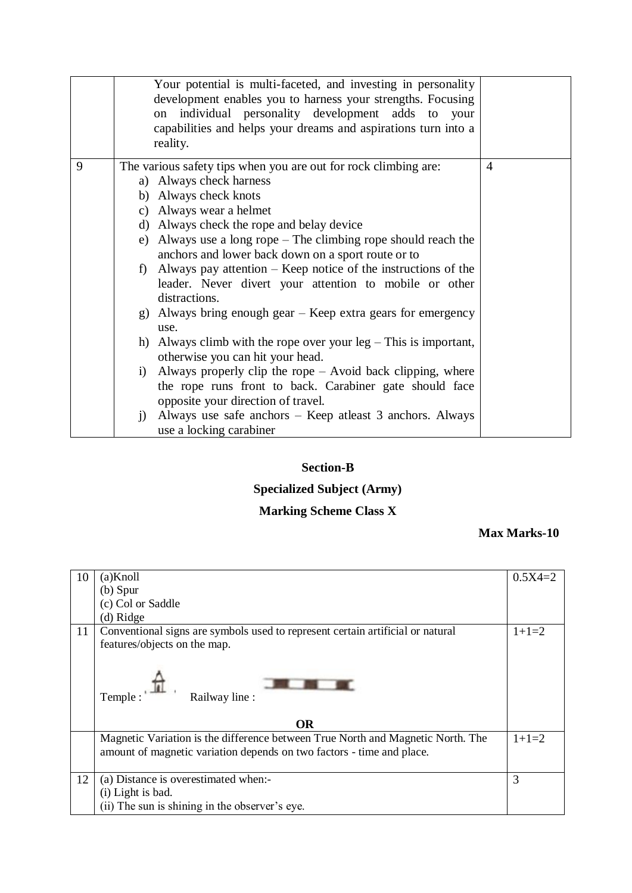| | | |
|---|---|---|
| | Your potential is multi-faceted, and investing in personality development enables you to harness your strengths. Focusing on individual personality development adds to your capabilities and helps your dreams and aspirations turn into a reality. | |
| 9 | The various safety tips when you are out for rock climbing are:<br>a) Always check harness<br>b) Always check knots<br>c) Always wear a helmet<br>d) Always check the rope and belay device<br>e) Always use a long rope – The climbing rope should reach the anchors and lower back down on a sport route or to<br>f) Always pay attention – Keep notice of the instructions of the leader. Never divert your attention to mobile or other distractions.<br>g) Always bring enough gear – Keep extra gears for emergency use.<br>h) Always climb with the rope over your leg – This is important, otherwise you can hit your head.<br>i) Always properly clip the rope – Avoid back clipping, where the rope runs front to back. Carabiner gate should face opposite your direction of travel.<br>j) Always use safe anchors – Keep atleast 3 anchors. Always use a locking carabiner | 4 |

**Section-B**

**Specialized Subject (Army)**

**Marking Scheme Class X**

**Max Marks-10**

| | | |
|---|---|---|
| 10 | (a)Knoll<br>(b) Spur<br>(c) Col or Saddle<br>(d) Ridge | 0.5X4=2 |
| 11 | Conventional signs are symbols used to represent certain artificial or natural features/objects on the map.<br><br>Temple : Railway line :<br><br>**OR** | 1+1=2 |
| | Magnetic Variation is the difference between True North and Magnetic North. The amount of magnetic variation depends on two factors - time and place. | 1+1=2 |
| 12 | (a) Distance is overestimated when:-<br>(i) Light is bad.<br>(ii) The sun is shining in the observer's eye. | 3 |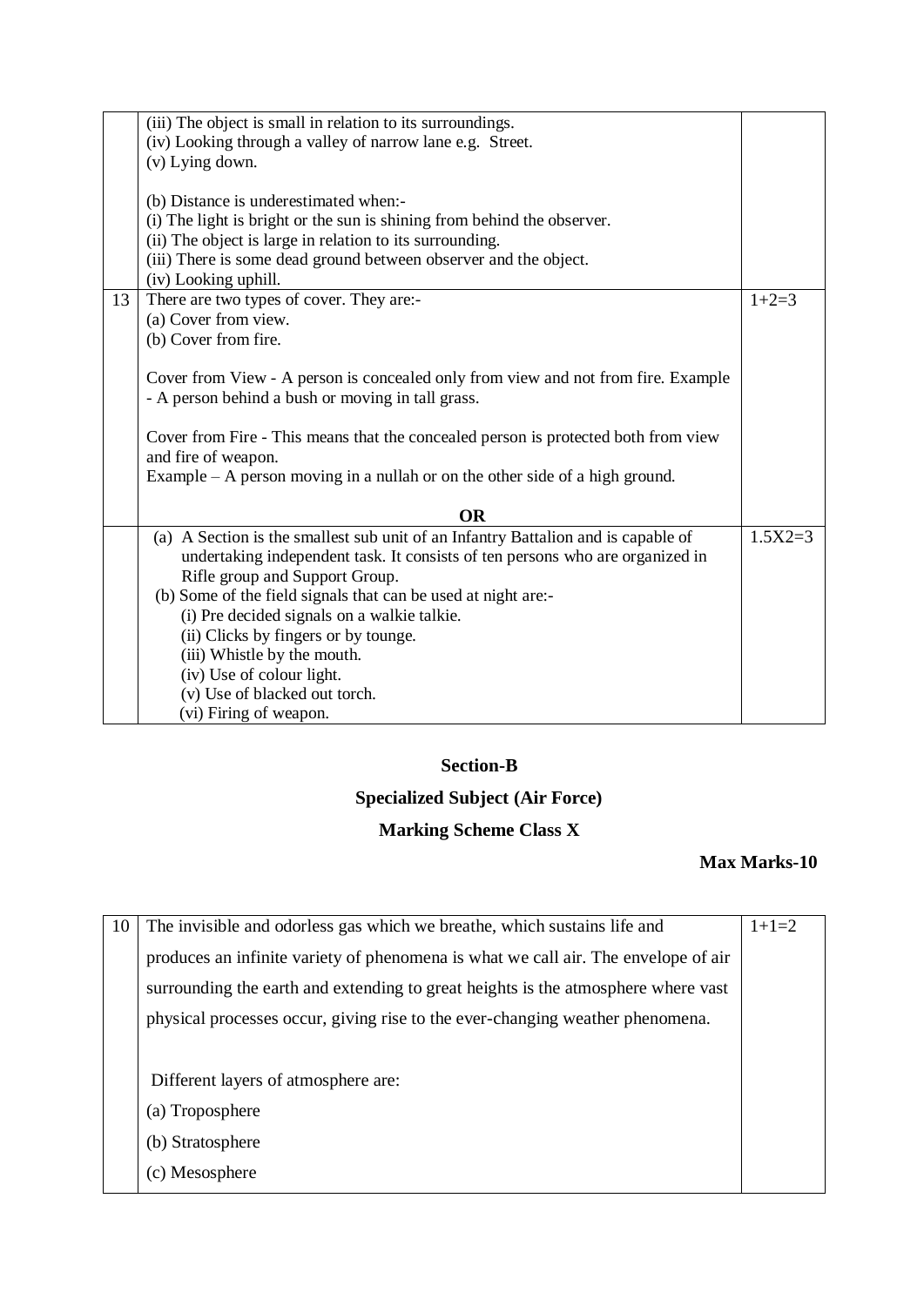| | | |
|---|---|---|
| | (iii) The object is small in relation to its surroundings.<br>(iv) Looking through a valley of narrow lane e.g. Street.<br>(v) Lying down.<br><br>(b) Distance is underestimated when:-<br>(i) The light is bright or the sun is shining from behind the observer.<br>(ii) The object is large in relation to its surrounding.<br>(iii) There is some dead ground between observer and the object.<br>(iv) Looking uphill. | |
| 13 | There are two types of cover. They are:-<br>(a) Cover from view.<br>(b) Cover from fire.<br><br>Cover from View - A person is concealed only from view and not from fire. Example - A person behind a bush or moving in tall grass.<br><br>Cover from Fire - This means that the concealed person is protected both from view and fire of weapon.<br>Example – A person moving in a nullah or on the other side of a high ground.<br><br>**OR** | 1+2=3 |
| | (a) A Section is the smallest sub unit of an Infantry Battalion and is capable of undertaking independent task. It consists of ten persons who are organized in Rifle group and Support Group.<br>(b) Some of the field signals that can be used at night are:-<br>(i) Pre decided signals on a walkie talkie.<br>(ii) Clicks by fingers or by tounge.<br>(iii) Whistle by the mouth.<br>(iv) Use of colour light.<br>(v) Use of blacked out torch.<br>(vi) Firing of weapon. | 1.5X2=3 |

## Section-B

## Specialized Subject (Air Force)

## Marking Scheme Class X

**Max Marks-10**

| | | |
|---|---|---|
| 10 | The invisible and odorless gas which we breathe, which sustains life and produces an infinite variety of phenomena is what we call air. The envelope of air surrounding the earth and extending to great heights is the atmosphere where vast physical processes occur, giving rise to the ever-changing weather phenomena.<br><br>Different layers of atmosphere are:<br>(a) Troposphere<br>(b) Stratosphere<br>(c) Mesosphere | 1+1=2 |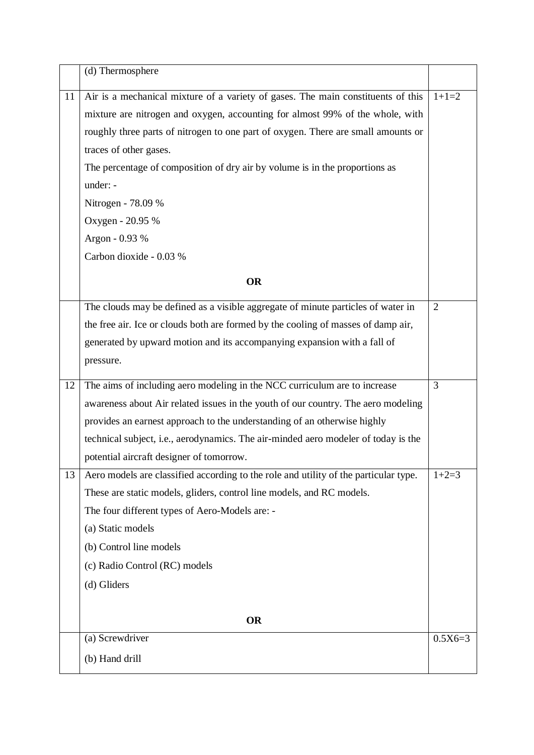| | | |
|---|---|---|
| | (d) Thermosphere | |
| 11 | Air is a mechanical mixture of a variety of gases. The main constituents of this mixture are nitrogen and oxygen, accounting for almost 99% of the whole, with roughly three parts of nitrogen to one part of oxygen. There are small amounts or traces of other gases.<br>The percentage of composition of dry air by volume is in the proportions as under: -<br>Nitrogen - 78.09 %<br>Oxygen - 20.95 %<br>Argon - 0.93 %<br>Carbon dioxide - 0.03 %<br>**OR** | 1+1=2 |
| | The clouds may be defined as a visible aggregate of minute particles of water in the free air. Ice or clouds both are formed by the cooling of masses of damp air, generated by upward motion and its accompanying expansion with a fall of pressure. | 2 |
| 12 | The aims of including aero modeling in the NCC curriculum are to increase awareness about Air related issues in the youth of our country. The aero modeling provides an earnest approach to the understanding of an otherwise highly technical subject, i.e., aerodynamics. The air-minded aero modeler of today is the potential aircraft designer of tomorrow. | 3 |
| 13 | Aero models are classified according to the role and utility of the particular type. These are static models, gliders, control line models, and RC models.<br>The four different types of Aero-Models are: -<br>(a) Static models<br>(b) Control line models<br>(c) Radio Control (RC) models<br>(d) Gliders<br>**OR** | 1+2=3 |
| | (a) Screwdriver<br>(b) Hand drill | 0.5X6=3 |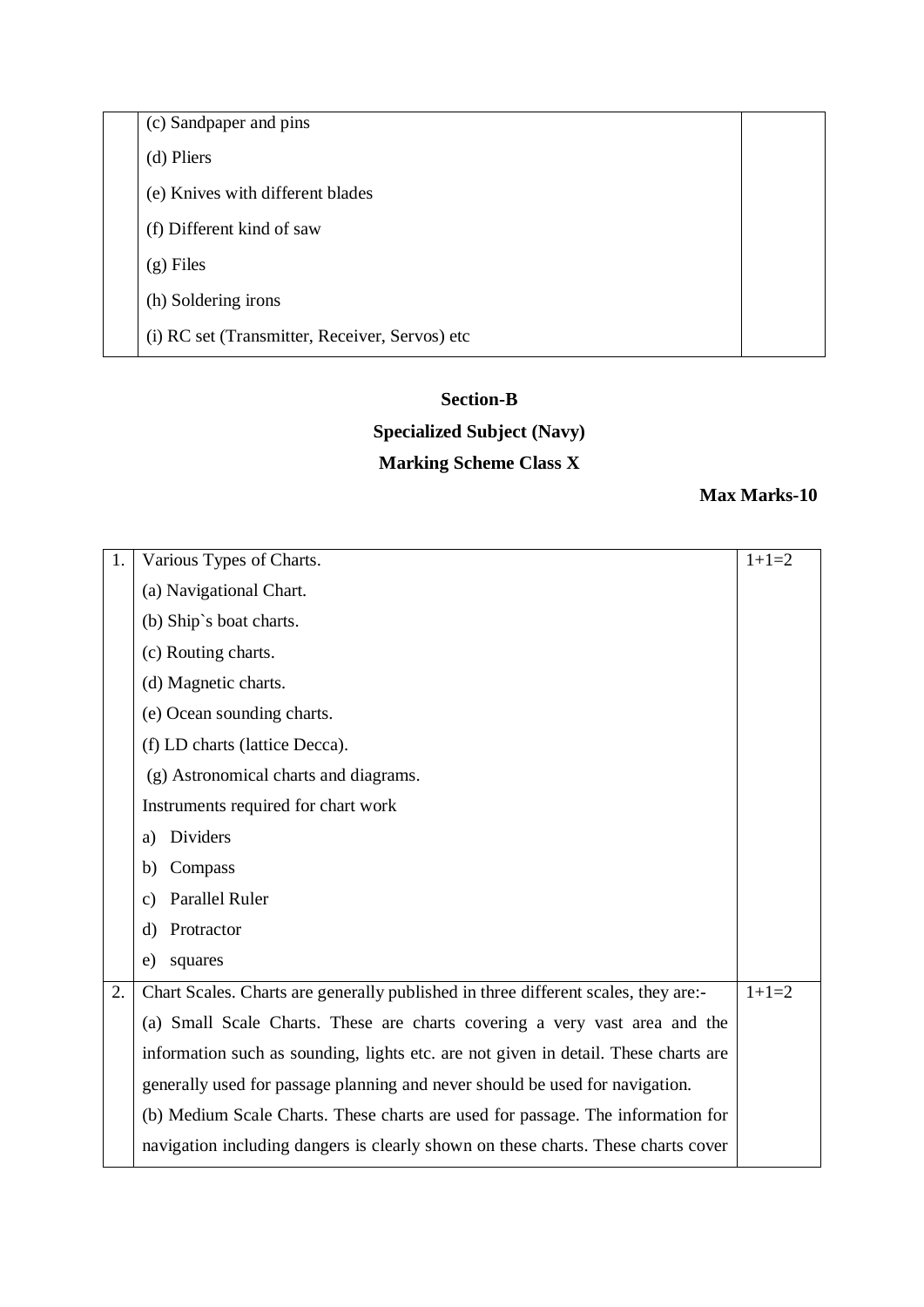| | | |
|---|---|---|
| | (c) Sandpaper and pins<br>(d) Pliers<br>(e) Knives with different blades<br>(f) Different kind of saw<br>(g) Files<br>(h) Soldering irons<br>(i) RC set (Transmitter, Receiver, Servos) etc | |

**Section-B**

**Specialized Subject (Navy)**

**Marking Scheme Class X**

**Max Marks-10**

| | | |
|---|---|---|
| 1. | Various Types of Charts.<br>(a) Navigational Chart.<br>(b) Ship`s boat charts.<br>(c) Routing charts.<br>(d) Magnetic charts.<br>(e) Ocean sounding charts.<br>(f) LD charts (lattice Decca).<br>(g) Astronomical charts and diagrams.<br>Instruments required for chart work<br>a) Dividers<br>b) Compass<br>c) Parallel Ruler<br>d) Protractor<br>e) squares | 1+1=2 |
| 2. | Chart Scales. Charts are generally published in three different scales, they are:-<br>(a) Small Scale Charts. These are charts covering a very vast area and the information such as sounding, lights etc. are not given in detail. These charts are generally used for passage planning and never should be used for navigation.<br>(b) Medium Scale Charts. These charts are used for passage. The information for navigation including dangers is clearly shown on these charts. These charts cover | 1+1=2 |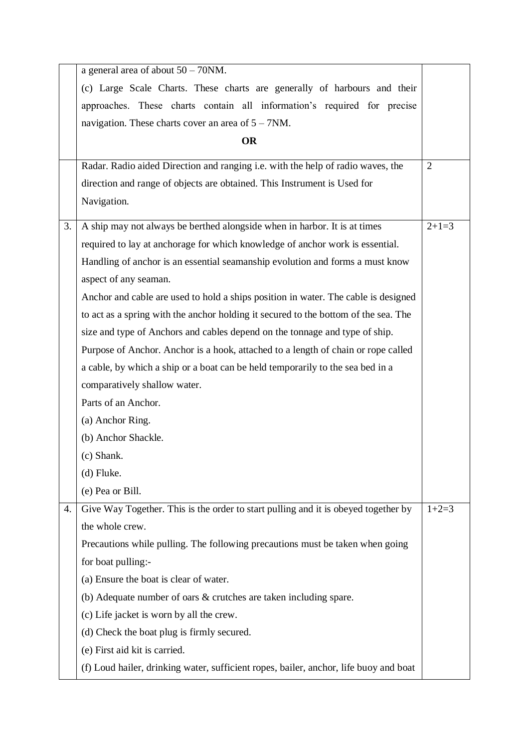| | | |
|---|---|---|
| | a general area of about 50 – 70NM.<br>(c) Large Scale Charts. These charts are generally of harbours and their approaches. These charts contain all information's required for precise navigation. These charts cover an area of 5 – 7NM.<br>**OR** | |
| | Radar. Radio aided Direction and ranging i.e. with the help of radio waves, the direction and range of objects are obtained. This Instrument is Used for Navigation. | 2 |
| 3. | A ship may not always be berthed alongside when in harbor. It is at times required to lay at anchorage for which knowledge of anchor work is essential. Handling of anchor is an essential seamanship evolution and forms a must know aspect of any seaman.<br>Anchor and cable are used to hold a ships position in water. The cable is designed to act as a spring with the anchor holding it secured to the bottom of the sea. The size and type of Anchors and cables depend on the tonnage and type of ship.<br>Purpose of Anchor. Anchor is a hook, attached to a length of chain or rope called a cable, by which a ship or a boat can be held temporarily to the sea bed in a comparatively shallow water.<br>Parts of an Anchor.<br>(a) Anchor Ring.<br>(b) Anchor Shackle.<br>(c) Shank.<br>(d) Fluke.<br>(e) Pea or Bill. | 2+1=3 |
| 4. | Give Way Together. This is the order to start pulling and it is obeyed together by the whole crew.<br>Precautions while pulling. The following precautions must be taken when going for boat pulling:-<br>(a) Ensure the boat is clear of water.<br>(b) Adequate number of oars & crutches are taken including spare.<br>(c) Life jacket is worn by all the crew.<br>(d) Check the boat plug is firmly secured.<br>(e) First aid kit is carried.<br>(f) Loud hailer, drinking water, sufficient ropes, bailer, anchor, life buoy and boat | 1+2=3 |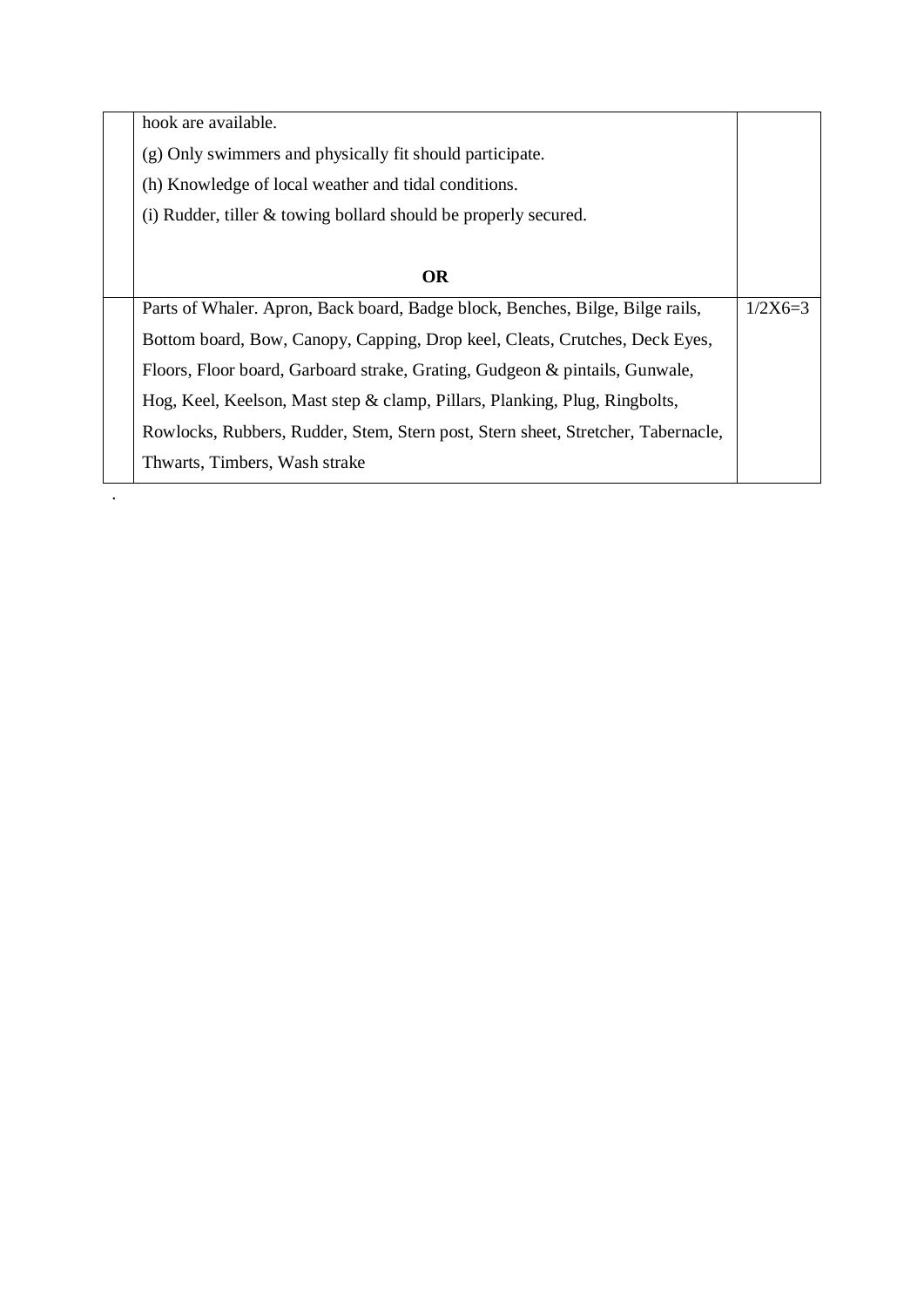| | | |
|---|---|---|
| | hook are available.<br>(g) Only swimmers and physically fit should participate.<br>(h) Knowledge of local weather and tidal conditions.<br>(i) Rudder, tiller & towing bollard should be properly secured.<br><br>**OR** | |
| | Parts of Whaler. Apron, Back board, Badge block, Benches, Bilge, Bilge rails, Bottom board, Bow, Canopy, Capping, Drop keel, Cleats, Crutches, Deck Eyes, Floors, Floor board, Garboard strake, Grating, Gudgeon & pintails, Gunwale, Hog, Keel, Keelson, Mast step & clamp, Pillars, Planking, Plug, Ringbolts, Rowlocks, Rubbers, Rudder, Stem, Stern post, Stern sheet, Stretcher, Tabernacle, Thwarts, Timbers, Wash strake | 1/2X6=3 |

.